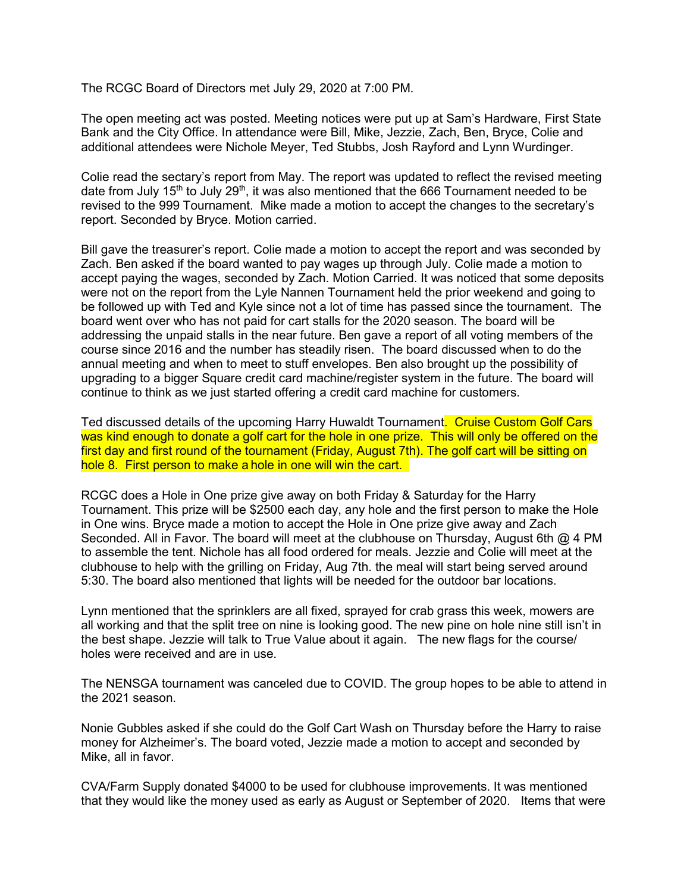The RCGC Board of Directors met July 29, 2020 at 7:00 PM.

The open meeting act was posted. Meeting notices were put up at Sam's Hardware, First State Bank and the City Office. In attendance were Bill, Mike, Jezzie, Zach, Ben, Bryce, Colie and additional attendees were Nichole Meyer, Ted Stubbs, Josh Rayford and Lynn Wurdinger.

Colie read the sectary's report from May. The report was updated to reflect the revised meeting date from July 15th to July 29th, it was also mentioned that the 666 Tournament needed to be revised to the 999 Tournament. Mike made a motion to accept the changes to the secretary's report. Seconded by Bryce. Motion carried.

Bill gave the treasurer's report. Colie made a motion to accept the report and was seconded by Zach. Ben asked if the board wanted to pay wages up through July. Colie made a motion to accept paying the wages, seconded by Zach. Motion Carried. It was noticed that some deposits were not on the report from the Lyle Nannen Tournament held the prior weekend and going to be followed up with Ted and Kyle since not a lot of time has passed since the tournament. The board went over who has not paid for cart stalls for the 2020 season. The board will be addressing the unpaid stalls in the near future. Ben gave a report of all voting members of the course since 2016 and the number has steadily risen. The board discussed when to do the annual meeting and when to meet to stuff envelopes. Ben also brought up the possibility of upgrading to a bigger Square credit card machine/register system in the future. The board will continue to think as we just started offering a credit card machine for customers.

Ted discussed details of the upcoming Harry Huwaldt Tournament. Cruise Custom Golf Cars was kind enough to donate a golf cart for the hole in one prize. This will only be offered on the first day and first round of the tournament (Friday, August 7th). The golf cart will be sitting on hole 8. First person to make a hole in one will win the cart.

RCGC does a Hole in One prize give away on both Friday & Saturday for the Harry Tournament. This prize will be $2500 each day, any hole and the first person to make the Hole in One wins. Bryce made a motion to accept the Hole in One prize give away and Zach Seconded. All in Favor. The board will meet at the clubhouse on Thursday, August 6th @ 4 PM to assemble the tent. Nichole has all food ordered for meals. Jezzie and Colie will meet at the clubhouse to help with the grilling on Friday, Aug 7th. the meal will start being served around 5:30. The board also mentioned that lights will be needed for the outdoor bar locations.

Lynn mentioned that the sprinklers are all fixed, sprayed for crab grass this week, mowers are all working and that the split tree on nine is looking good. The new pine on hole nine still isn't in the best shape. Jezzie will talk to True Value about it again. The new flags for the course/ holes were received and are in use.

The NENSGA tournament was canceled due to COVID. The group hopes to be able to attend in the 2021 season.

Nonie Gubbles asked if she could do the Golf Cart Wash on Thursday before the Harry to raise money for Alzheimer's. The board voted, Jezzie made a motion to accept and seconded by Mike, all in favor.

CVA/Farm Supply donated $4000 to be used for clubhouse improvements. It was mentioned that they would like the money used as early as August or September of 2020. Items that were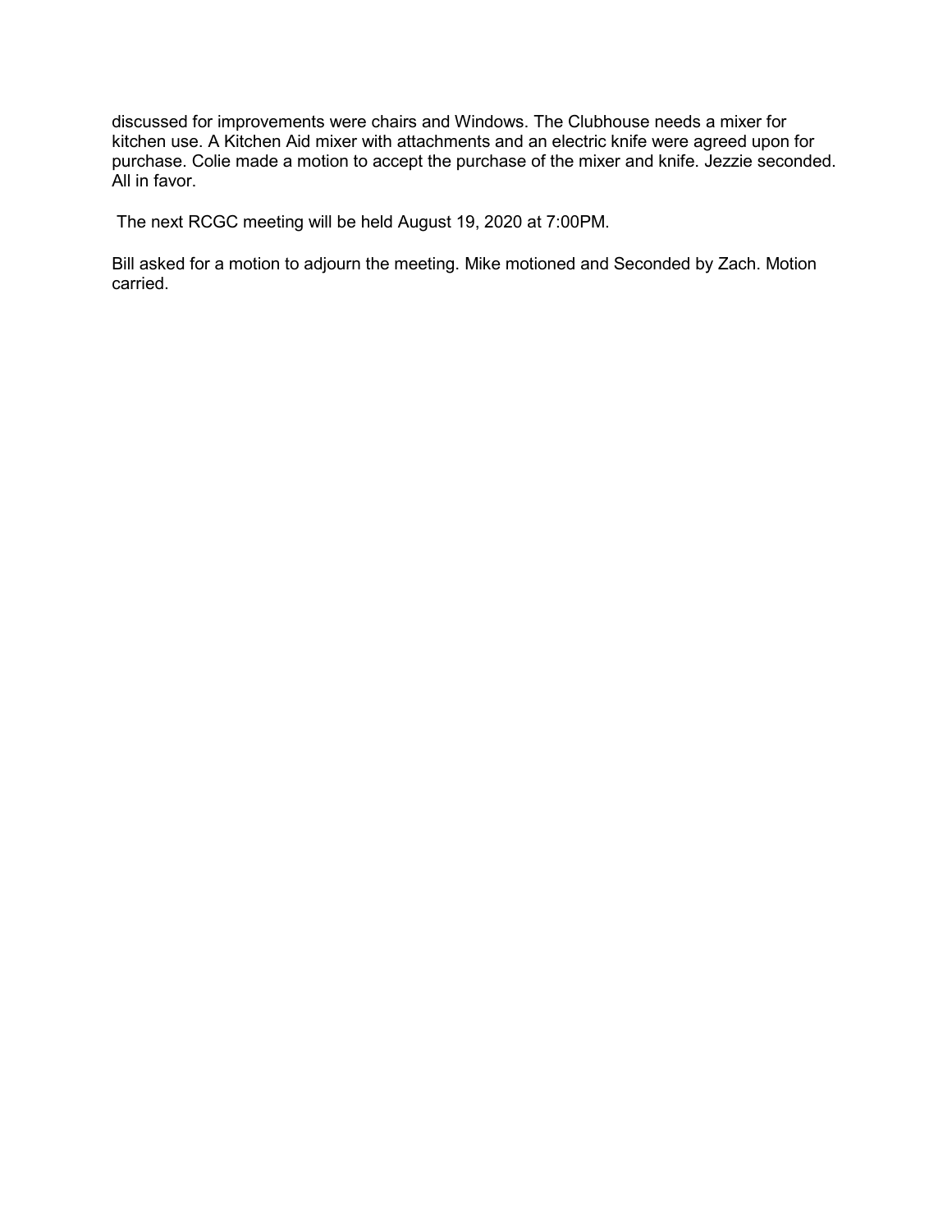discussed for improvements were chairs and Windows. The Clubhouse needs a mixer for kitchen use. A Kitchen Aid mixer with attachments and an electric knife were agreed upon for purchase. Colie made a motion to accept the purchase of the mixer and knife. Jezzie seconded. All in favor.

The next RCGC meeting will be held August 19, 2020 at 7:00PM.

Bill asked for a motion to adjourn the meeting. Mike motioned and Seconded by Zach. Motion carried.